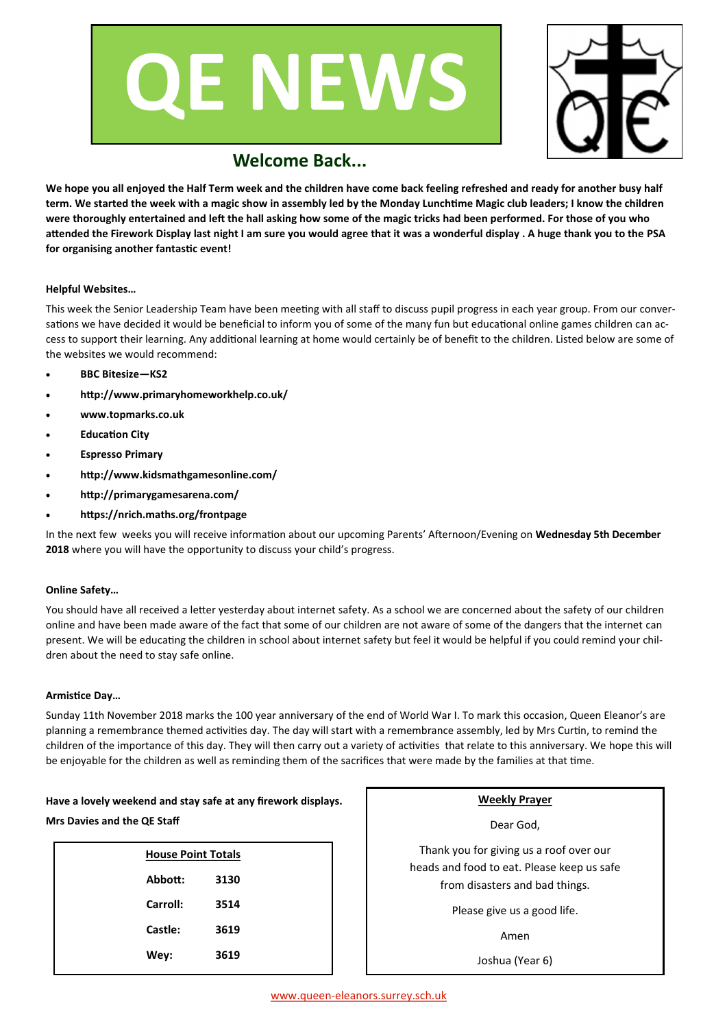# QE NEWS

## Welcome Back...

**We hope you all enjoyed the Half Term week and the children have come back feeling refreshed and ready for another busy half term. We started the week with a magic show in assembly led by the Monday Lunchtime Magic club leaders; I know the children were thoroughly entertained and left the hall asking how some of the magic tricks had been performed. For those of you who attended the Firework Display last night I am sure you would agree that it was a wonderful display . A huge thank you to the PSA for organising another fantastic event!**

**Helpful Websites…**

This week the Senior Leadership Team have been meeting with all staff to discuss pupil progress in each year group. From our conversations we have decided it would be beneficial to inform you of some of the many fun but educational online games children can access to support their learning. Any additional learning at home would certainly be of benefit to the children. Listed below are some of the websites we would recommend:

- **BBC Bitesize—KS2**
- **http://www.primaryhomeworkhelp.co.uk/**
- **www.topmarks.co.uk**
- **Education City**
- **Espresso Primary**
- **http://www.kidsmathgamesonline.com/**
- **http://primarygamesarena.com/**
- **https://nrich.maths.org/frontpage**

In the next few weeks you will receive information about our upcoming Parents' Afternoon/Evening on **Wednesday 5th December 2018** where you will have the opportunity to discuss your child's progress.

**Online Safety…**

You should have all received a letter yesterday about internet safety. As a school we are concerned about the safety of our children online and have been made aware of the fact that some of our children are not aware of some of the dangers that the internet can present. We will be educating the children in school about internet safety but feel it would be helpful if you could remind your children about the need to stay safe online.

**Armistice Day…**

Sunday 11th November 2018 marks the 100 year anniversary of the end of World War I. To mark this occasion, Queen Eleanor's are planning a remembrance themed activities day. The day will start with a remembrance assembly, led by Mrs Curtin, to remind the children of the importance of this day. They will then carry out a variety of activities that relate to this anniversary. We hope this will be enjoyable for the children as well as reminding them of the sacrifices that were made by the families at that time.

**Have a lovely weekend and stay safe at any firework displays.**

**Mrs Davies and the QE Staff**

**House Point Totals**

| | |
|---|---|
| **Abbott:** | **3130** |
| **Carroll:** | **3514** |
| **Castle:** | **3619** |
| **Wey:** | **3619** |

**Weekly Prayer**

Dear God,

Thank you for giving us a roof over our heads and food to eat. Please keep us safe from disasters and bad things.

Please give us a good life.

Amen

Joshua (Year 6)

www.queen-eleanors.surrey.sch.uk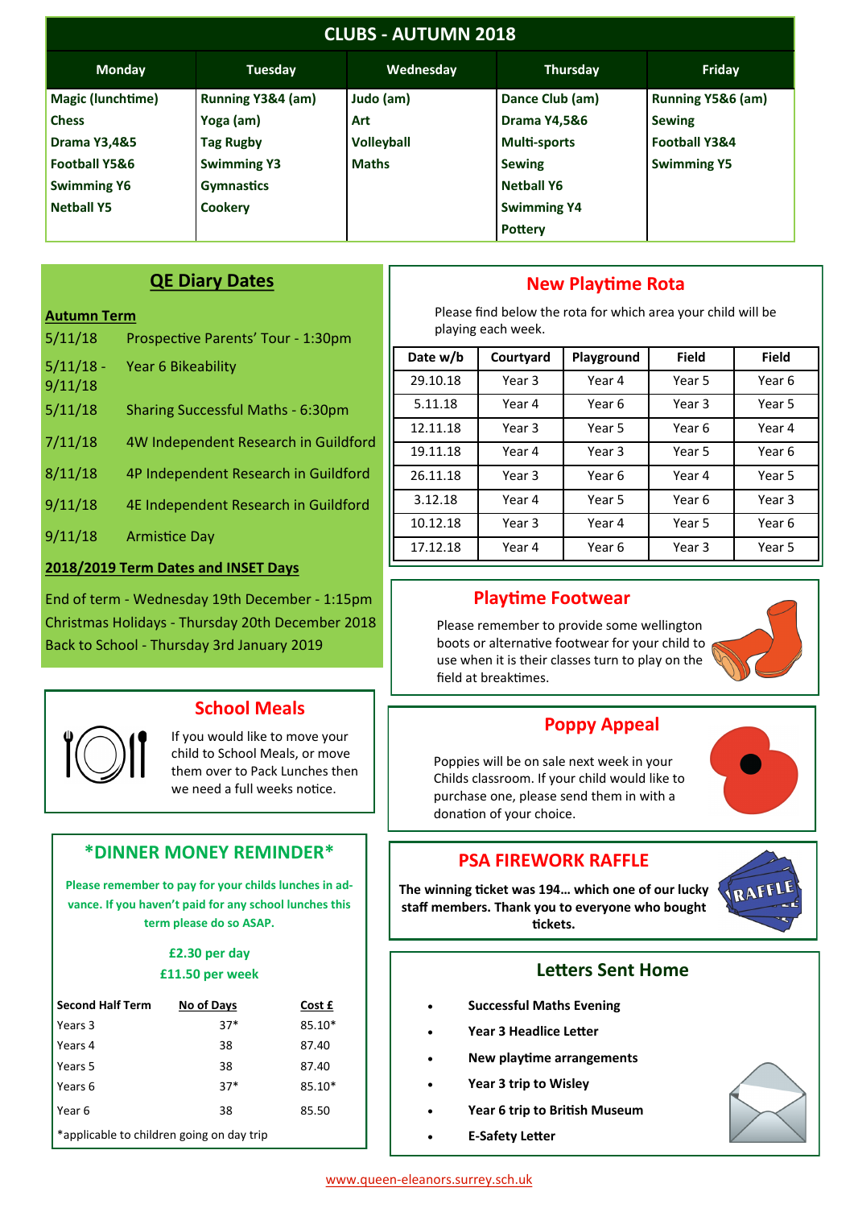# CLUBS - AUTUMN 2018

| Monday | Tuesday | Wednesday | Thursday | Friday |
|---|---|---|---|---|
| Magic (lunchtime) | Running Y3&4 (am) | Judo (am) | Dance Club (am) | Running Y5&6 (am) |
| Chess | Yoga (am) | Art | Drama Y4,5&6 | Sewing |
| Drama Y3,4&5 | Tag Rugby | Volleyball | Multi-sports | Football Y3&4 |
| Football Y5&6 | Swimming Y3 | Maths | Sewing | Swimming Y5 |
| Swimming Y6 | Gymnastics | | Netball Y6 | |
| Netball Y5 | Cookery | | Swimming Y4 | |
| | | | Pottery | |

## QE Diary Dates

**Autumn Term**

| | |
|---|---|
| 5/11/18 | Prospective Parents' Tour - 1:30pm |
| 5/11/18 - 9/11/18 | Year 6 Bikeability |
| 5/11/18 | Sharing Successful Maths - 6:30pm |
| 7/11/18 | 4W Independent Research in Guildford |
| 8/11/18 | 4P Independent Research in Guildford |
| 9/11/18 | 4E Independent Research in Guildford |
| 9/11/18 | Armistice Day |

**2018/2019 Term Dates and INSET Days**

End of term - Wednesday 19th December - 1:15pm

Christmas Holidays - Thursday 20th December 2018

Back to School - Thursday 3rd January 2019

## New Playtime Rota

Please find below the rota for which area your child will be playing each week.

| Date w/b | Courtyard | Playground | Field | Field |
|---|---|---|---|---|
| 29.10.18 | Year 3 | Year 4 | Year 5 | Year 6 |
| 5.11.18 | Year 4 | Year 6 | Year 3 | Year 5 |
| 12.11.18 | Year 3 | Year 5 | Year 6 | Year 4 |
| 19.11.18 | Year 4 | Year 3 | Year 5 | Year 6 |
| 26.11.18 | Year 3 | Year 6 | Year 4 | Year 5 |
| 3.12.18 | Year 4 | Year 5 | Year 6 | Year 3 |
| 10.12.18 | Year 3 | Year 4 | Year 5 | Year 6 |
| 17.12.18 | Year 4 | Year 6 | Year 3 | Year 5 |

## Playtime Footwear

Please remember to provide some wellington boots or alternative footwear for your child to use when it is their classes turn to play on the field at breaktimes.

## School Meals

If you would like to move your child to School Meals, or move them over to Pack Lunches then we need a full weeks notice.

## Poppy Appeal

Poppies will be on sale next week in your Childs classroom. If your child would like to purchase one, please send them in with a donation of your choice.

## \*DINNER MONEY REMINDER\*

**Please remember to pay for your childs lunches in advance. If you haven't paid for any school lunches this term please do so ASAP.**

**£2.30 per day**

**£11.50 per week**

| Second Half Term | No of Days | Cost £ |
|---|---|---|
| Years 3 | 37* | 85.10* |
| Years 4 | 38 | 87.40 |
| Years 5 | 38 | 87.40 |
| Years 6 | 37* | 85.10* |
| Year 6 | 38 | 85.50 |

*applicable to children going on day trip

## PSA FIREWORK RAFFLE

**The winning ticket was 194… which one of our lucky staff members. Thank you to everyone who bought tickets.**

## Letters Sent Home

- **Successful Maths Evening**
- **Year 3 Headlice Letter**
- **New playtime arrangements**
- **Year 3 trip to Wisley**
- **Year 6 trip to British Museum**
- **E-Safety Letter**

www.queen-eleanors.surrey.sch.uk